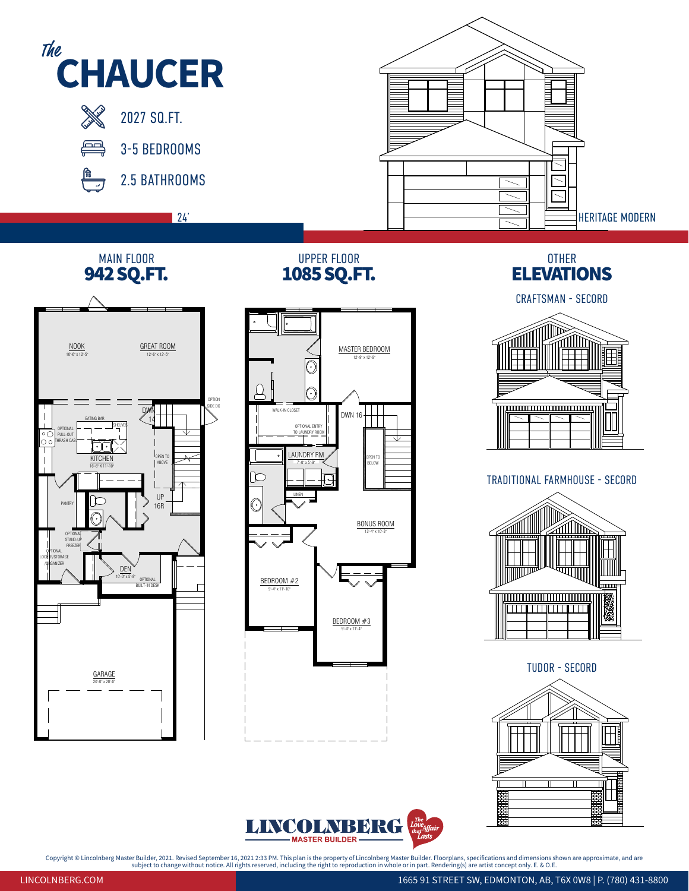# *The* CHAUCER

- 2027 SQ.FT.
- 3-5 BEDROOMS
- 2.5 BATHROOMS

24'

HERITAGE MODERN

## MAIN FLOOR
**942 SQ.FT.**

NOOK 10'-6" x 12'-5"

GREAT ROOM 12'-6" x 12'-5"

OPTION SIDE DO

EATING BAR

SHELVES

OPTIONAL PULL-OUT TRASH CAB.

KITCHEN 10'-6" X 11'-10"

DWN 14

OPEN TO ABOVE

UP 16R

PANTRY

OPTIONAL STAND-UP FREEZER

OPTIONAL LOCKER/STORAGE /ORGANIZER

DEN 10'-0" x 5'-8"

OPTIONAL BUILT-IN DESK

GARAGE 20'-0" x 20'-0"

## UPPER FLOOR
**1085 SQ.FT.**

MASTER BEDROOM 12'-9" x 12'-9"

WALK-IN CLOSET

OPTIONAL ENTRY TO LAUNDRY ROOM

DWN 16

LAUNDRY RM 7'-0" x 5'-9"

OPEN TO BELOW

LINEN

BONUS ROOM 13'-4" x 10'-3"

BEDROOM #2 9'-4" x 11'-10"

BEDROOM #3 9'-4" x 11'-4"

## OTHER ELEVATIONS

CRAFTSMAN - SECORD

TRADITIONAL FARMHOUSE - SECORD

TUDOR - SECORD

LINCOLNBERG MASTER BUILDER — The Love Affair that Lasts

Copyright © Lincolnberg Master Builder, 2021. Revised September 16, 2021 2:33 PM. This plan is the property of Lincolnberg Master Builder. Floorplans, specifications and dimensions shown are approximate, and are subject to change without notice. All rights reserved, including the right to reproduction in whole or in part. Rendering(s) are artist concept only. E. & O.E.

LINCOLNBERG.COM

1665 91 STREET SW, EDMONTON, AB, T6X 0W8 | P. (780) 431-8800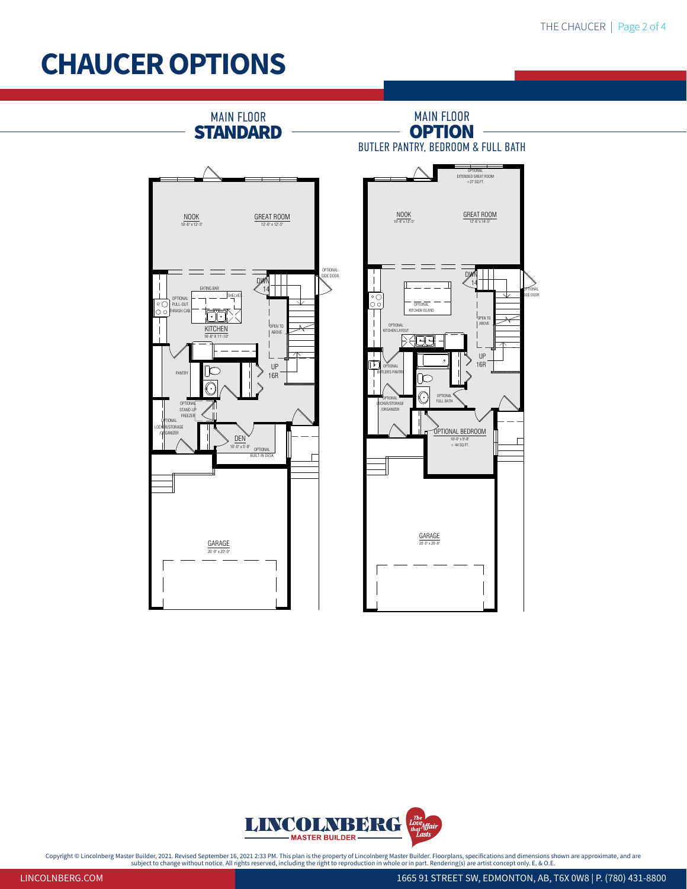# CHAUCER OPTIONS

## MAIN FLOOR STANDARD

NOOK
10'-6" x 12'-5"

GREAT ROOM
12'-6" x 12'-5"

OPTIONAL SIDE DOOR

EATING BAR

SHELVES

OPTIONAL PULL-OUT TRASH CAB.

KITCHEN
10'-6" X 11'-10"

OPEN TO ABOVE

DWN 14

UP 16R

PANTRY

OPTIONAL STAND-UP FREEZER

OPTIONAL LOCKER/STORAGE /ORGANIZER

DEN
10'-0" x 5'-8"

OPTIONAL BUILT-IN DESK

GARAGE
20'-0" x 20'-0"

## MAIN FLOOR OPTION

BUTLER PANTRY, BEDROOM & FULL BATH

OPTIONAL EXTENDED GREAT ROOM
+27 SQ.FT.

NOOK
10'-6" x 12'-5"

GREAT ROOM
12'-6" x 14'-5"

DWN 14

OPTIONAL SIDE DOOR

OPTIONAL KITCHEN ISLAND

OPEN TO ABOVE

OPTIONAL KITCHEN LAYOUT

UP 16R

OPTIONAL BUTLER'S PANTRY

OPTIONAL FULL BATH

OPTIONAL LOCKER/STORAGE /ORGANIZER

OPTIONAL BEDROOM
10'-0" x 9'-8"
+ 44 SQ.FT.

GARAGE
20'-0" x 20'-0"

LINCOLNBERG MASTER BUILDER — The Love Affair that Lasts

Copyright © Lincolnberg Master Builder, 2021. Revised September 16, 2021 2:33 PM. This plan is the property of Lincolnberg Master Builder. Floorplans, specifications and dimensions shown are approximate, and are subject to change without notice. All rights reserved, including the right to reproduction in whole or in part. Rendering(s) are artist concept only. E. & O.E.

LINCOLNBERG.COM

1665 91 STREET SW, EDMONTON, AB, T6X 0W8 | P. (780) 431-8800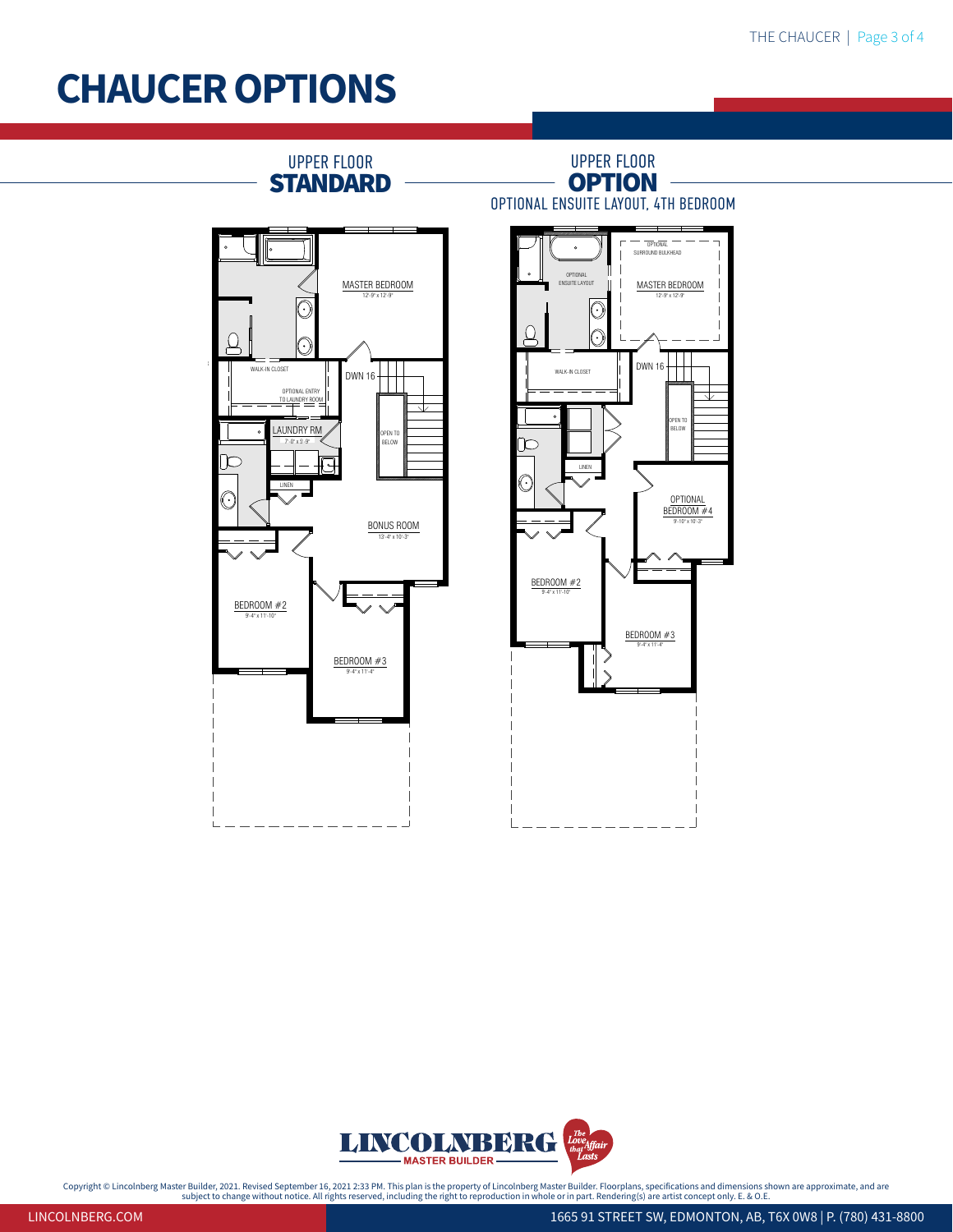# CHAUCER OPTIONS

## UPPER FLOOR STANDARD

MASTER BEDROOM
12'-9" x 12'-9"

WALK-IN CLOSET

OPTIONAL ENTRY TO LAUNDRY ROOM

DWN 16

LAUNDRY RM
7'-0" x 5'-9"

OPEN TO BELOW

LINEN

BONUS ROOM
13'-4" x 10'-3"

BEDROOM #2
9'-4" x 11'-10"

BEDROOM #3
9'-4" x 11'-4"

## UPPER FLOOR OPTION

OPTIONAL ENSUITE LAYOUT, 4TH BEDROOM

OPTIONAL SURROUND BULKHEAD

OPTIONAL ENSUITE LAYOUT

MASTER BEDROOM
12'-9" x 12'-9"

WALK-IN CLOSET

DWN 16

OPEN TO BELOW

LINEN

OPTIONAL BEDROOM #4
9'-10" x 10'-3"

BEDROOM #2
9'-4" x 11'-10"

BEDROOM #3
9'-4" x 11'-4"

LINCOLNBERG MASTER BUILDER — The Love Affair that Lasts

Copyright © Lincolnberg Master Builder, 2021. Revised September 16, 2021 2:33 PM. This plan is the property of Lincolnberg Master Builder. Floorplans, specifications and dimensions shown are approximate, and are subject to change without notice. All rights reserved, including the right to reproduction in whole or in part. Rendering(s) are artist concept only. E. & O.E.

LINCOLNBERG.COM

1665 91 STREET SW, EDMONTON, AB, T6X 0W8 | P. (780) 431-8800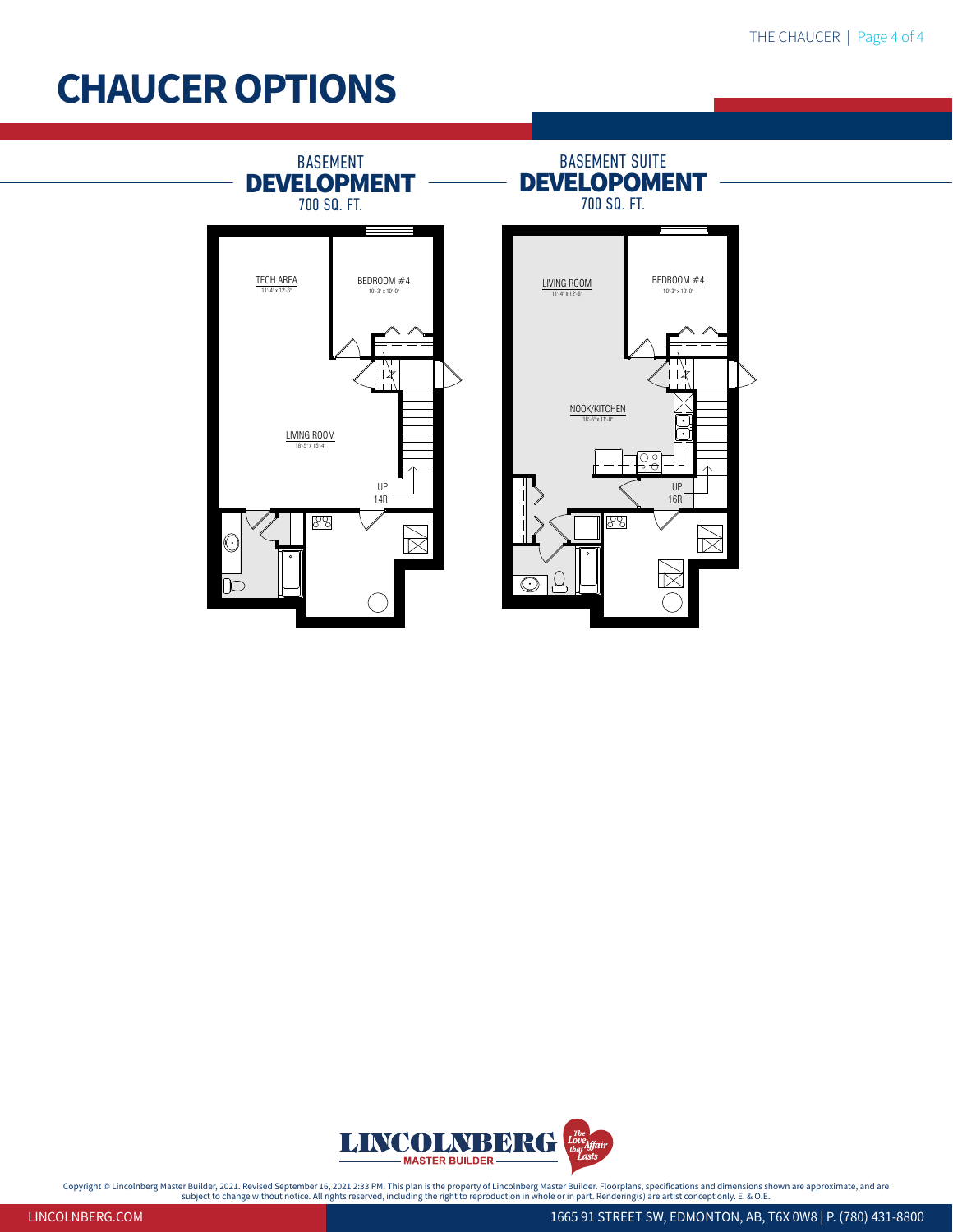# CHAUCER OPTIONS

## BASEMENT DEVELOPMENT
700 SQ. FT.

TECH AREA
11'-4" x 12'-6"

BEDROOM #4
10'-3" x 10'-0"

LIVING ROOM
18'-5" x 15'-4"

UP
14R

## BASEMENT SUITE DEVELOPOMENT
700 SQ. FT.

LIVING ROOM
11'-4" x 12'-6"

BEDROOM #4
10'-3" x 10'-0"

NOOK/KITCHEN
18'-6" x 11'-0"

UP
16R

LINCOLNBERG MASTER BUILDER

The Love Affair that Lasts

Copyright © Lincolnberg Master Builder, 2021. Revised September 16, 2021 2:33 PM. This plan is the property of Lincolnberg Master Builder. Floorplans, specifications and dimensions shown are approximate, and are subject to change without notice. All rights reserved, including the right to reproduction in whole or in part. Rendering(s) are artist concept only. E. & O.E.

LINCOLNBERG.COM

1665 91 STREET SW, EDMONTON, AB, T6X 0W8 | P. (780) 431-8800